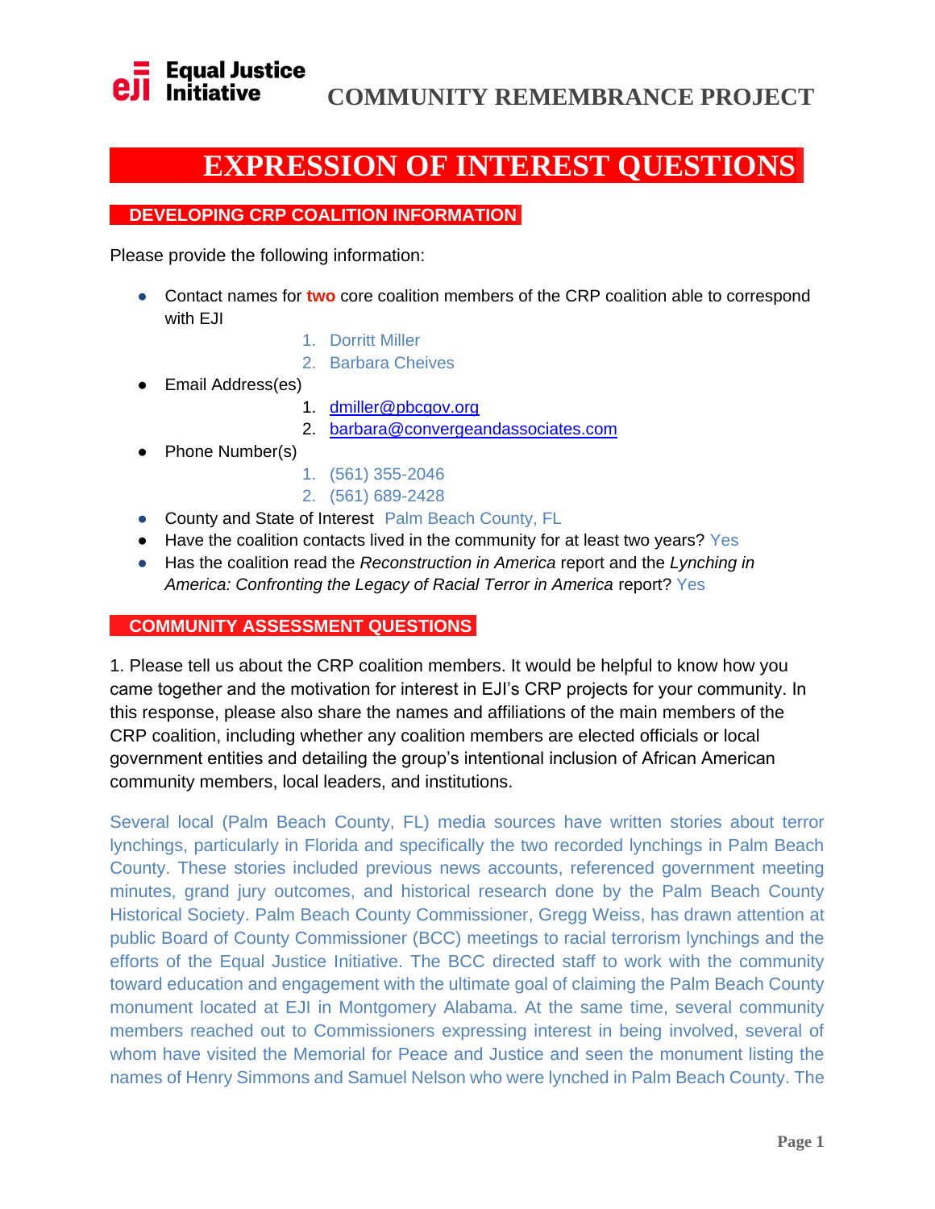Equal Justice Initiative

# COMMUNITY REMEMBRANCE PROJECT

# EXPRESSION OF INTEREST QUESTIONS

## DEVELOPING CRP COALITION INFORMATION

Please provide the following information:

- Contact names for **two** core coalition members of the CRP coalition able to correspond with EJI
  1. Dorritt Miller
  2. Barbara Cheives
- Email Address(es)
  1. dmiller@pbcgov.org
  2. barbara@convergeandassociates.com
- Phone Number(s)
  1. (561) 355-2046
  2. (561) 689-2428
- County and State of Interest Palm Beach County, FL
- Have the coalition contacts lived in the community for at least two years? Yes
- Has the coalition read the *Reconstruction in America* report and the *Lynching in America: Confronting the Legacy of Racial Terror in America* report? Yes

## COMMUNITY ASSESSMENT QUESTIONS

1. Please tell us about the CRP coalition members. It would be helpful to know how you came together and the motivation for interest in EJI's CRP projects for your community. In this response, please also share the names and affiliations of the main members of the CRP coalition, including whether any coalition members are elected officials or local government entities and detailing the group's intentional inclusion of African American community members, local leaders, and institutions.

Several local (Palm Beach County, FL) media sources have written stories about terror lynchings, particularly in Florida and specifically the two recorded lynchings in Palm Beach County. These stories included previous news accounts, referenced government meeting minutes, grand jury outcomes, and historical research done by the Palm Beach County Historical Society. Palm Beach County Commissioner, Gregg Weiss, has drawn attention at public Board of County Commissioner (BCC) meetings to racial terrorism lynchings and the efforts of the Equal Justice Initiative. The BCC directed staff to work with the community toward education and engagement with the ultimate goal of claiming the Palm Beach County monument located at EJI in Montgomery Alabama. At the same time, several community members reached out to Commissioners expressing interest in being involved, several of whom have visited the Memorial for Peace and Justice and seen the monument listing the names of Henry Simmons and Samuel Nelson who were lynched in Palm Beach County. The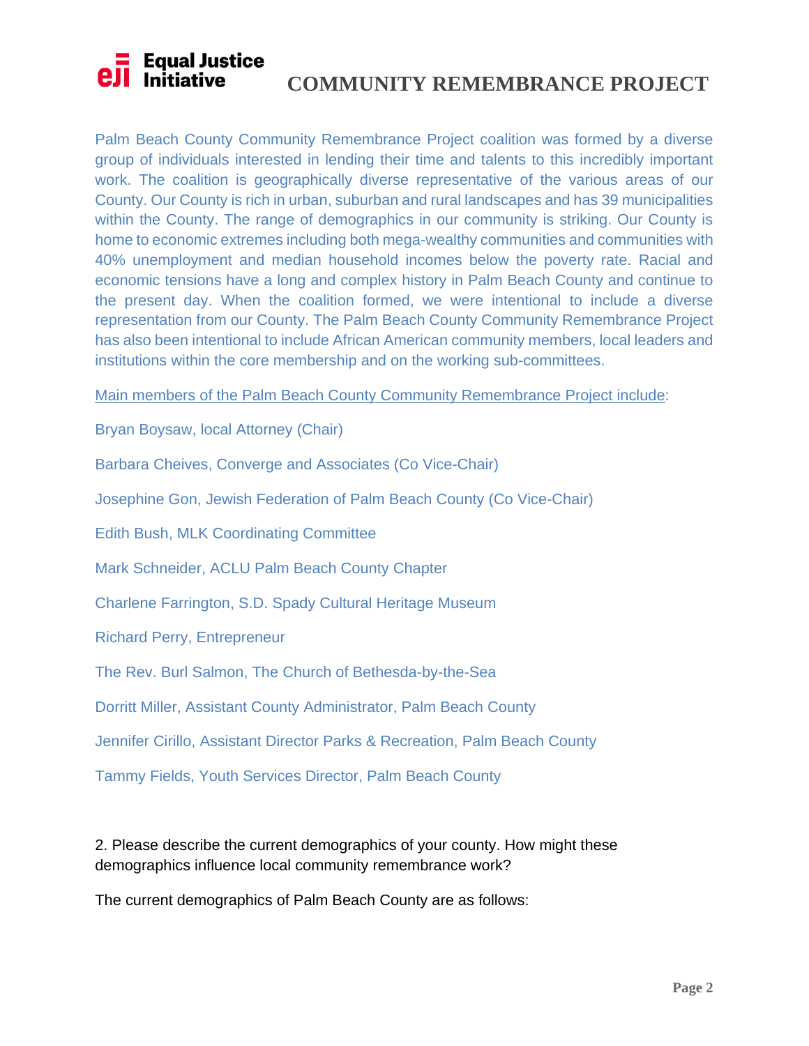Palm Beach County Community Remembrance Project coalition was formed by a diverse group of individuals interested in lending their time and talents to this incredibly important work. The coalition is geographically diverse representative of the various areas of our County. Our County is rich in urban, suburban and rural landscapes and has 39 municipalities within the County. The range of demographics in our community is striking. Our County is home to economic extremes including both mega-wealthy communities and communities with 40% unemployment and median household incomes below the poverty rate. Racial and economic tensions have a long and complex history in Palm Beach County and continue to the present day. When the coalition formed, we were intentional to include a diverse representation from our County. The Palm Beach County Community Remembrance Project has also been intentional to include African American community members, local leaders and institutions within the core membership and on the working sub-committees.

Main members of the Palm Beach County Community Remembrance Project include:

Bryan Boysaw, local Attorney (Chair)

Barbara Cheives, Converge and Associates (Co Vice-Chair)

Josephine Gon, Jewish Federation of Palm Beach County (Co Vice-Chair)

Edith Bush, MLK Coordinating Committee

Mark Schneider, ACLU Palm Beach County Chapter

Charlene Farrington, S.D. Spady Cultural Heritage Museum

Richard Perry, Entrepreneur

The Rev. Burl Salmon, The Church of Bethesda-by-the-Sea

Dorritt Miller, Assistant County Administrator, Palm Beach County

Jennifer Cirillo, Assistant Director Parks & Recreation, Palm Beach County

Tammy Fields, Youth Services Director, Palm Beach County

2. Please describe the current demographics of your county. How might these demographics influence local community remembrance work?

The current demographics of Palm Beach County are as follows: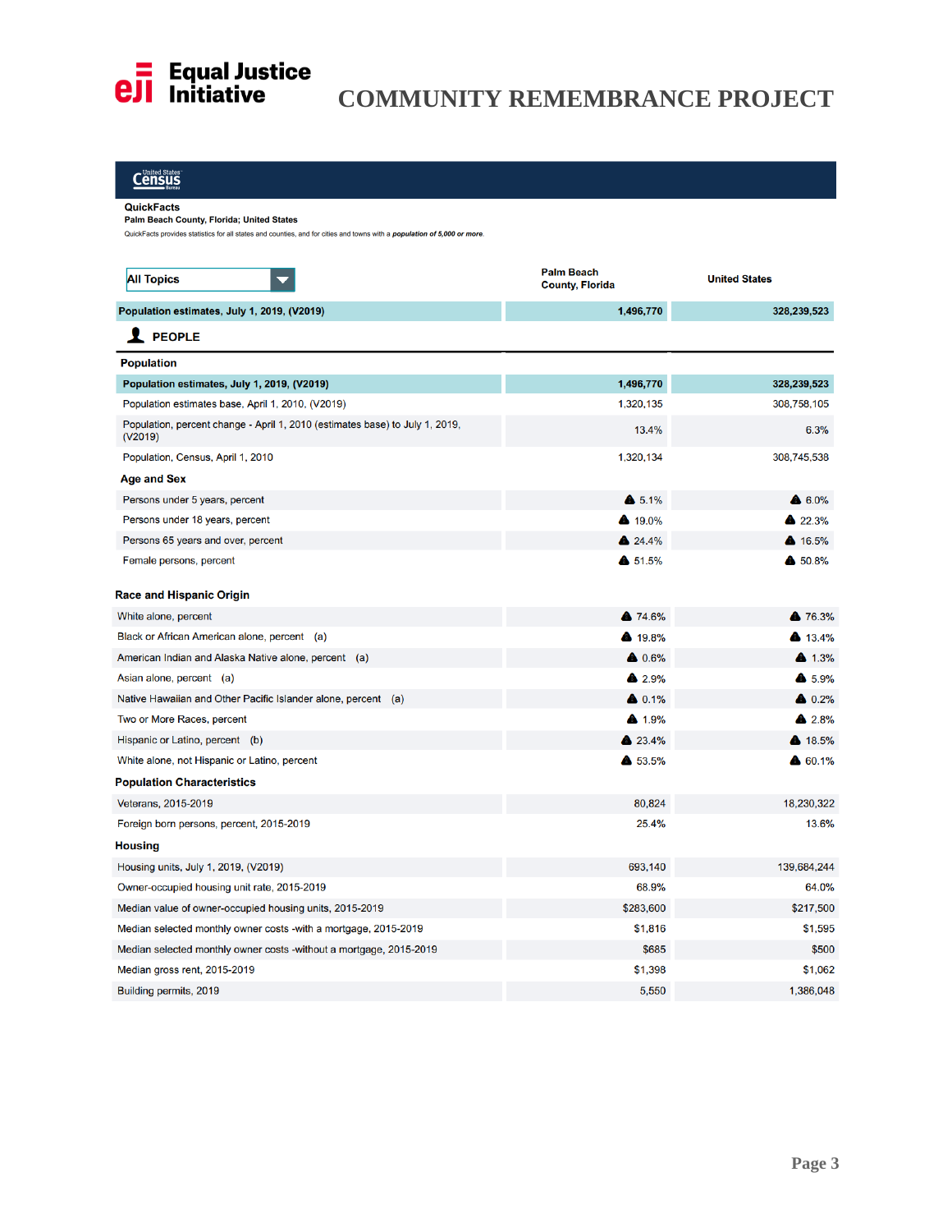# COMMUNITY REMEMBRANCE PROJECT

**QuickFacts**
**Palm Beach County, Florida; United States**
QuickFacts provides statistics for all states and counties, and for cities and towns with a ***population of 5,000 or more***.

| All Topics | Palm Beach County, Florida | United States |
|---|---|---|
| **Population estimates, July 1, 2019, (V2019)** | **1,496,770** | **328,239,523** |
| **PEOPLE** | | |
| **Population** | | |
| **Population estimates, July 1, 2019, (V2019)** | **1,496,770** | **328,239,523** |
| Population estimates base, April 1, 2010, (V2019) | 1,320,135 | 308,758,105 |
| Population, percent change - April 1, 2010 (estimates base) to July 1, 2019, (V2019) | 13.4% | 6.3% |
| Population, Census, April 1, 2010 | 1,320,134 | 308,745,538 |
| **Age and Sex** | | |
| Persons under 5 years, percent | 5.1% | 6.0% |
| Persons under 18 years, percent | 19.0% | 22.3% |
| Persons 65 years and over, percent | 24.4% | 16.5% |
| Female persons, percent | 51.5% | 50.8% |
| **Race and Hispanic Origin** | | |
| White alone, percent | 74.6% | 76.3% |
| Black or African American alone, percent (a) | 19.8% | 13.4% |
| American Indian and Alaska Native alone, percent (a) | 0.6% | 1.3% |
| Asian alone, percent (a) | 2.9% | 5.9% |
| Native Hawaiian and Other Pacific Islander alone, percent (a) | 0.1% | 0.2% |
| Two or More Races, percent | 1.9% | 2.8% |
| Hispanic or Latino, percent (b) | 23.4% | 18.5% |
| White alone, not Hispanic or Latino, percent | 53.5% | 60.1% |
| **Population Characteristics** | | |
| Veterans, 2015-2019 | 80,824 | 18,230,322 |
| Foreign born persons, percent, 2015-2019 | 25.4% | 13.6% |
| **Housing** | | |
| Housing units, July 1, 2019, (V2019) | 693,140 | 139,684,244 |
| Owner-occupied housing unit rate, 2015-2019 | 68.9% | 64.0% |
| Median value of owner-occupied housing units, 2015-2019 | $283,600 | $217,500 |
| Median selected monthly owner costs -with a mortgage, 2015-2019 | $1,816 | $1,595 |
| Median selected monthly owner costs -without a mortgage, 2015-2019 | $685 | $500 |
| Median gross rent, 2015-2019 | $1,398 | $1,062 |
| Building permits, 2019 | 5,550 | 1,386,048 |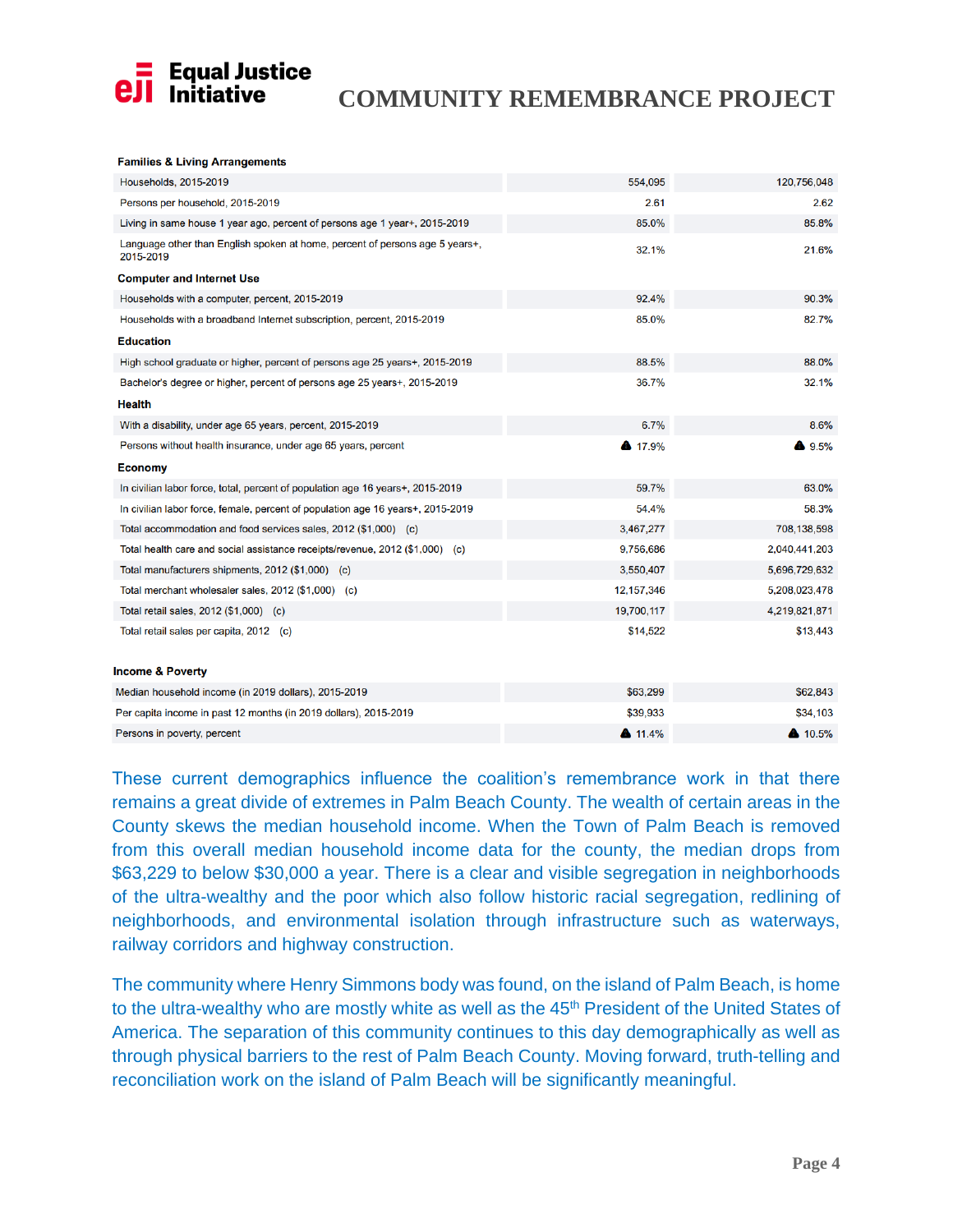| Families & Living Arrangements | | |
|---|---|---|
| Households, 2015-2019 | 554,095 | 120,756,048 |
| Persons per household, 2015-2019 | 2.61 | 2.62 |
| Living in same house 1 year ago, percent of persons age 1 year+, 2015-2019 | 85.0% | 85.8% |
| Language other than English spoken at home, percent of persons age 5 years+, 2015-2019 | 32.1% | 21.6% |
| **Computer and Internet Use** | | |
| Households with a computer, percent, 2015-2019 | 92.4% | 90.3% |
| Households with a broadband Internet subscription, percent, 2015-2019 | 85.0% | 82.7% |
| **Education** | | |
| High school graduate or higher, percent of persons age 25 years+, 2015-2019 | 88.5% | 88.0% |
| Bachelor's degree or higher, percent of persons age 25 years+, 2015-2019 | 36.7% | 32.1% |
| **Health** | | |
| With a disability, under age 65 years, percent, 2015-2019 | 6.7% | 8.6% |
| Persons without health insurance, under age 65 years, percent | 17.9% | 9.5% |
| **Economy** | | |
| In civilian labor force, total, percent of population age 16 years+, 2015-2019 | 59.7% | 63.0% |
| In civilian labor force, female, percent of population age 16 years+, 2015-2019 | 54.4% | 58.3% |
| Total accommodation and food services sales, 2012 ($1,000) (c) | 3,467,277 | 708,138,598 |
| Total health care and social assistance receipts/revenue, 2012 ($1,000) (c) | 9,756,686 | 2,040,441,203 |
| Total manufacturers shipments, 2012 ($1,000) (c) | 3,550,407 | 5,696,729,632 |
| Total merchant wholesaler sales, 2012 ($1,000) (c) | 12,157,346 | 5,208,023,478 |
| Total retail sales, 2012 ($1,000) (c) | 19,700,117 | 4,219,821,871 |
| Total retail sales per capita, 2012 (c) | $14,522 | $13,443 |

| Income & Poverty | | |
|---|---|---|
| Median household income (in 2019 dollars), 2015-2019 | $63,299 | $62,843 |
| Per capita income in past 12 months (in 2019 dollars), 2015-2019 | $39,933 | $34,103 |
| Persons in poverty, percent | 11.4% | 10.5% |

These current demographics influence the coalition's remembrance work in that there remains a great divide of extremes in Palm Beach County. The wealth of certain areas in the County skews the median household income. When the Town of Palm Beach is removed from this overall median household income data for the county, the median drops from $63,229 to below $30,000 a year. There is a clear and visible segregation in neighborhoods of the ultra-wealthy and the poor which also follow historic racial segregation, redlining of neighborhoods, and environmental isolation through infrastructure such as waterways, railway corridors and highway construction.

The community where Henry Simmons body was found, on the island of Palm Beach, is home to the ultra-wealthy who are mostly white as well as the 45th President of the United States of America. The separation of this community continues to this day demographically as well as through physical barriers to the rest of Palm Beach County. Moving forward, truth-telling and reconciliation work on the island of Palm Beach will be significantly meaningful.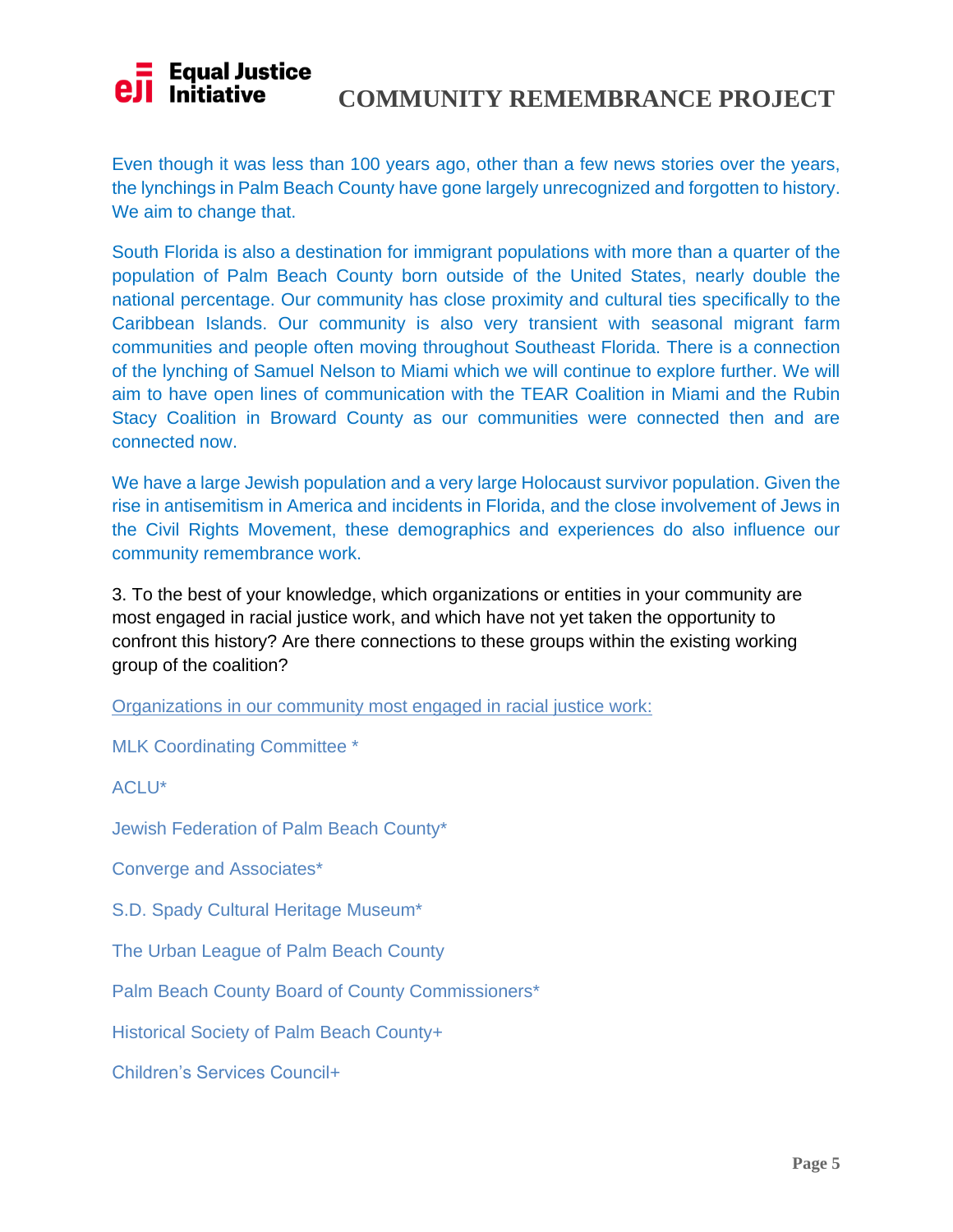Even though it was less than 100 years ago, other than a few news stories over the years, the lynchings in Palm Beach County have gone largely unrecognized and forgotten to history. We aim to change that.

South Florida is also a destination for immigrant populations with more than a quarter of the population of Palm Beach County born outside of the United States, nearly double the national percentage. Our community has close proximity and cultural ties specifically to the Caribbean Islands. Our community is also very transient with seasonal migrant farm communities and people often moving throughout Southeast Florida. There is a connection of the lynching of Samuel Nelson to Miami which we will continue to explore further. We will aim to have open lines of communication with the TEAR Coalition in Miami and the Rubin Stacy Coalition in Broward County as our communities were connected then and are connected now.

We have a large Jewish population and a very large Holocaust survivor population. Given the rise in antisemitism in America and incidents in Florida, and the close involvement of Jews in the Civil Rights Movement, these demographics and experiences do also influence our community remembrance work.

3. To the best of your knowledge, which organizations or entities in your community are most engaged in racial justice work, and which have not yet taken the opportunity to confront this history? Are there connections to these groups within the existing working group of the coalition?

Organizations in our community most engaged in racial justice work:

MLK Coordinating Committee *

ACLU*

Jewish Federation of Palm Beach County*

Converge and Associates*

S.D. Spady Cultural Heritage Museum*

The Urban League of Palm Beach County

Palm Beach County Board of County Commissioners*

Historical Society of Palm Beach County+

Children's Services Council+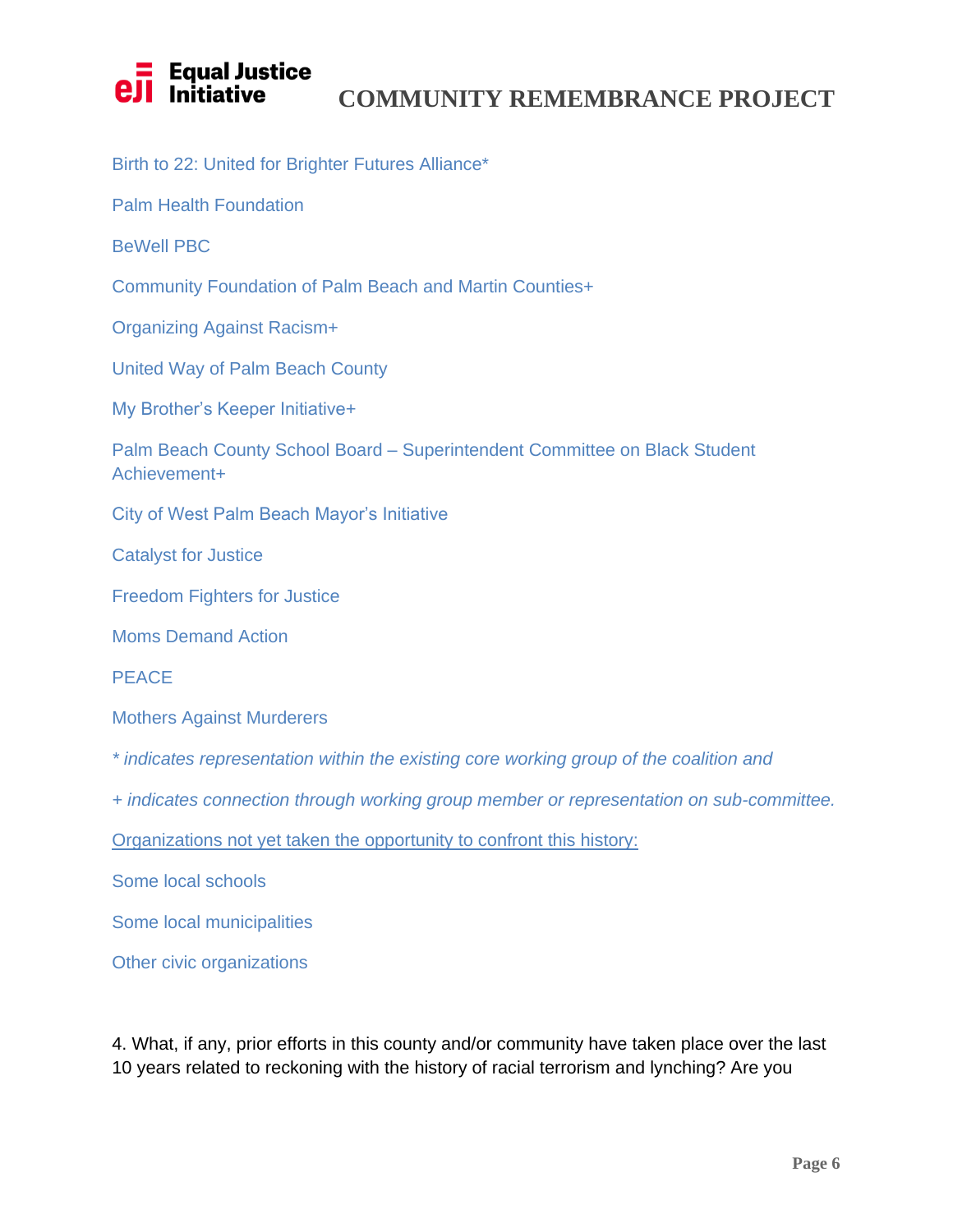Birth to 22: United for Brighter Futures Alliance*

Palm Health Foundation

BeWell PBC

Community Foundation of Palm Beach and Martin Counties+

Organizing Against Racism+

United Way of Palm Beach County

My Brother's Keeper Initiative+

Palm Beach County School Board – Superintendent Committee on Black Student Achievement+

City of West Palm Beach Mayor's Initiative

Catalyst for Justice

Freedom Fighters for Justice

Moms Demand Action

PEACE

Mothers Against Murderers

*\* indicates representation within the existing core working group of the coalition and*

*+ indicates connection through working group member or representation on sub-committee.*

<u>Organizations not yet taken the opportunity to confront this history:</u>

Some local schools

Some local municipalities

Other civic organizations

4. What, if any, prior efforts in this county and/or community have taken place over the last 10 years related to reckoning with the history of racial terrorism and lynching? Are you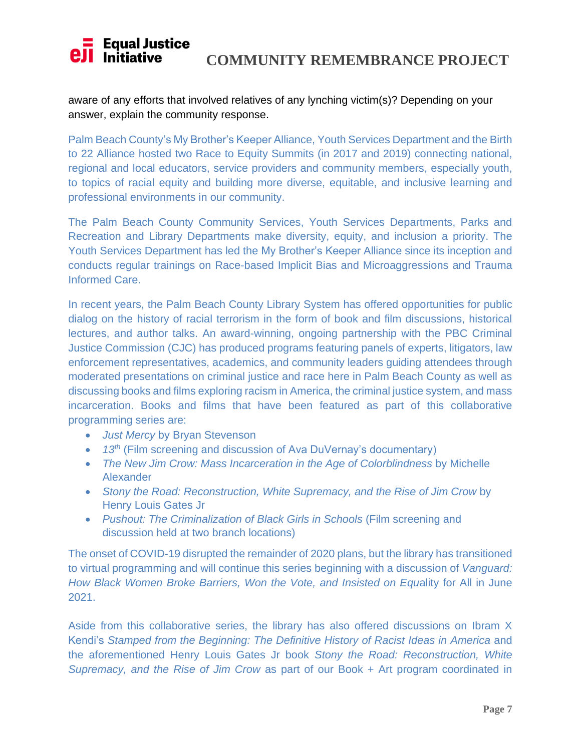aware of any efforts that involved relatives of any lynching victim(s)? Depending on your answer, explain the community response.

Palm Beach County's My Brother's Keeper Alliance, Youth Services Department and the Birth to 22 Alliance hosted two Race to Equity Summits (in 2017 and 2019) connecting national, regional and local educators, service providers and community members, especially youth, to topics of racial equity and building more diverse, equitable, and inclusive learning and professional environments in our community.

The Palm Beach County Community Services, Youth Services Departments, Parks and Recreation and Library Departments make diversity, equity, and inclusion a priority. The Youth Services Department has led the My Brother's Keeper Alliance since its inception and conducts regular trainings on Race-based Implicit Bias and Microaggressions and Trauma Informed Care.

In recent years, the Palm Beach County Library System has offered opportunities for public dialog on the history of racial terrorism in the form of book and film discussions, historical lectures, and author talks. An award-winning, ongoing partnership with the PBC Criminal Justice Commission (CJC) has produced programs featuring panels of experts, litigators, law enforcement representatives, academics, and community leaders guiding attendees through moderated presentations on criminal justice and race here in Palm Beach County as well as discussing books and films exploring racism in America, the criminal justice system, and mass incarceration. Books and films that have been featured as part of this collaborative programming series are:

- *Just Mercy* by Bryan Stevenson
- *13th* (Film screening and discussion of Ava DuVernay's documentary)
- *The New Jim Crow: Mass Incarceration in the Age of Colorblindness* by Michelle Alexander
- *Stony the Road: Reconstruction, White Supremacy, and the Rise of Jim Crow* by Henry Louis Gates Jr
- *Pushout: The Criminalization of Black Girls in Schools* (Film screening and discussion held at two branch locations)

The onset of COVID-19 disrupted the remainder of 2020 plans, but the library has transitioned to virtual programming and will continue this series beginning with a discussion of *Vanguard: How Black Women Broke Barriers, Won the Vote, and Insisted on Equ*ality for All in June 2021.

Aside from this collaborative series, the library has also offered discussions on Ibram X Kendi's *Stamped from the Beginning: The Definitive History of Racist Ideas in America* and the aforementioned Henry Louis Gates Jr book *Stony the Road: Reconstruction, White Supremacy, and the Rise of Jim Crow* as part of our Book + Art program coordinated in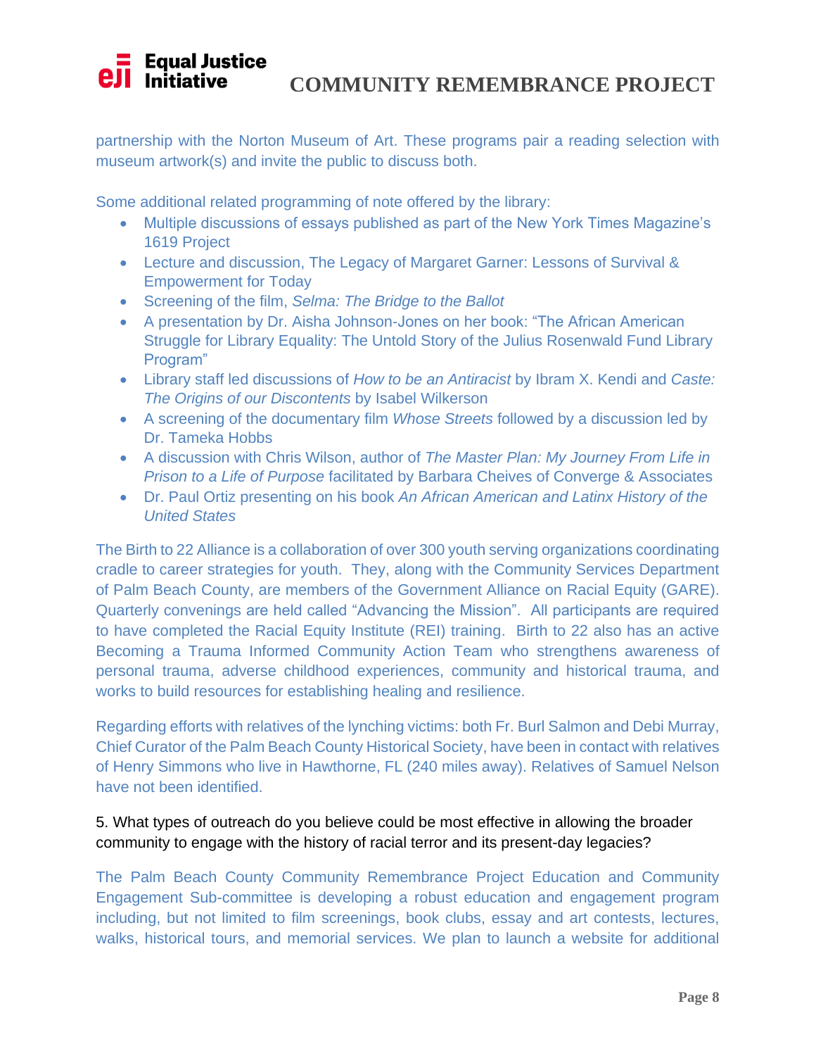partnership with the Norton Museum of Art. These programs pair a reading selection with museum artwork(s) and invite the public to discuss both.

Some additional related programming of note offered by the library:

- Multiple discussions of essays published as part of the New York Times Magazine's 1619 Project
- Lecture and discussion, The Legacy of Margaret Garner: Lessons of Survival & Empowerment for Today
- Screening of the film, *Selma: The Bridge to the Ballot*
- A presentation by Dr. Aisha Johnson-Jones on her book: "The African American Struggle for Library Equality: The Untold Story of the Julius Rosenwald Fund Library Program"
- Library staff led discussions of *How to be an Antiracist* by Ibram X. Kendi and *Caste: The Origins of our Discontents* by Isabel Wilkerson
- A screening of the documentary film *Whose Streets* followed by a discussion led by Dr. Tameka Hobbs
- A discussion with Chris Wilson, author of *The Master Plan: My Journey From Life in Prison to a Life of Purpose* facilitated by Barbara Cheives of Converge & Associates
- Dr. Paul Ortiz presenting on his book *An African American and Latinx History of the United States*

The Birth to 22 Alliance is a collaboration of over 300 youth serving organizations coordinating cradle to career strategies for youth. They, along with the Community Services Department of Palm Beach County, are members of the Government Alliance on Racial Equity (GARE). Quarterly convenings are held called "Advancing the Mission". All participants are required to have completed the Racial Equity Institute (REI) training. Birth to 22 also has an active Becoming a Trauma Informed Community Action Team who strengthens awareness of personal trauma, adverse childhood experiences, community and historical trauma, and works to build resources for establishing healing and resilience.

Regarding efforts with relatives of the lynching victims: both Fr. Burl Salmon and Debi Murray, Chief Curator of the Palm Beach County Historical Society, have been in contact with relatives of Henry Simmons who live in Hawthorne, FL (240 miles away). Relatives of Samuel Nelson have not been identified.

5. What types of outreach do you believe could be most effective in allowing the broader community to engage with the history of racial terror and its present-day legacies?

The Palm Beach County Community Remembrance Project Education and Community Engagement Sub-committee is developing a robust education and engagement program including, but not limited to film screenings, book clubs, essay and art contests, lectures, walks, historical tours, and memorial services. We plan to launch a website for additional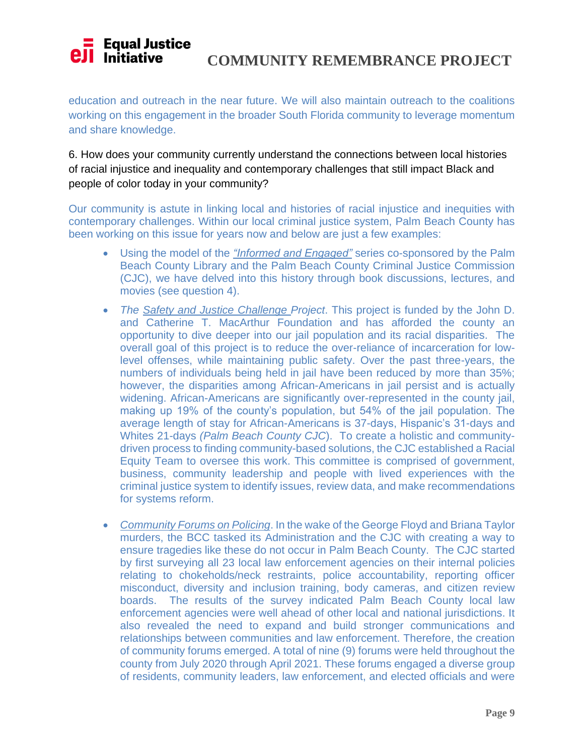education and outreach in the near future. We will also maintain outreach to the coalitions working on this engagement in the broader South Florida community to leverage momentum and share knowledge.

6. How does your community currently understand the connections between local histories of racial injustice and inequality and contemporary challenges that still impact Black and people of color today in your community?

Our community is astute in linking local and histories of racial injustice and inequities with contemporary challenges. Within our local criminal justice system, Palm Beach County has been working on this issue for years now and below are just a few examples:

- Using the model of the *"Informed and Engaged"* series co-sponsored by the Palm Beach County Library and the Palm Beach County Criminal Justice Commission (CJC), we have delved into this history through book discussions, lectures, and movies (see question 4).
- *The Safety and Justice Challenge Project*. This project is funded by the John D. and Catherine T. MacArthur Foundation and has afforded the county an opportunity to dive deeper into our jail population and its racial disparities. The overall goal of this project is to reduce the over-reliance of incarceration for low-level offenses, while maintaining public safety. Over the past three-years, the numbers of individuals being held in jail have been reduced by more than 35%; however, the disparities among African-Americans in jail persist and is actually widening. African-Americans are significantly over-represented in the county jail, making up 19% of the county's population, but 54% of the jail population. The average length of stay for African-Americans is 37-days, Hispanic's 31-days and Whites 21-days *(Palm Beach County CJC*). To create a holistic and community-driven process to finding community-based solutions, the CJC established a Racial Equity Team to oversee this work. This committee is comprised of government, business, community leadership and people with lived experiences with the criminal justice system to identify issues, review data, and make recommendations for systems reform.
- *Community Forums on Policing*. In the wake of the George Floyd and Briana Taylor murders, the BCC tasked its Administration and the CJC with creating a way to ensure tragedies like these do not occur in Palm Beach County. The CJC started by first surveying all 23 local law enforcement agencies on their internal policies relating to chokeholds/neck restraints, police accountability, reporting officer misconduct, diversity and inclusion training, body cameras, and citizen review boards. The results of the survey indicated Palm Beach County local law enforcement agencies were well ahead of other local and national jurisdictions. It also revealed the need to expand and build stronger communications and relationships between communities and law enforcement. Therefore, the creation of community forums emerged. A total of nine (9) forums were held throughout the county from July 2020 through April 2021. These forums engaged a diverse group of residents, community leaders, law enforcement, and elected officials and were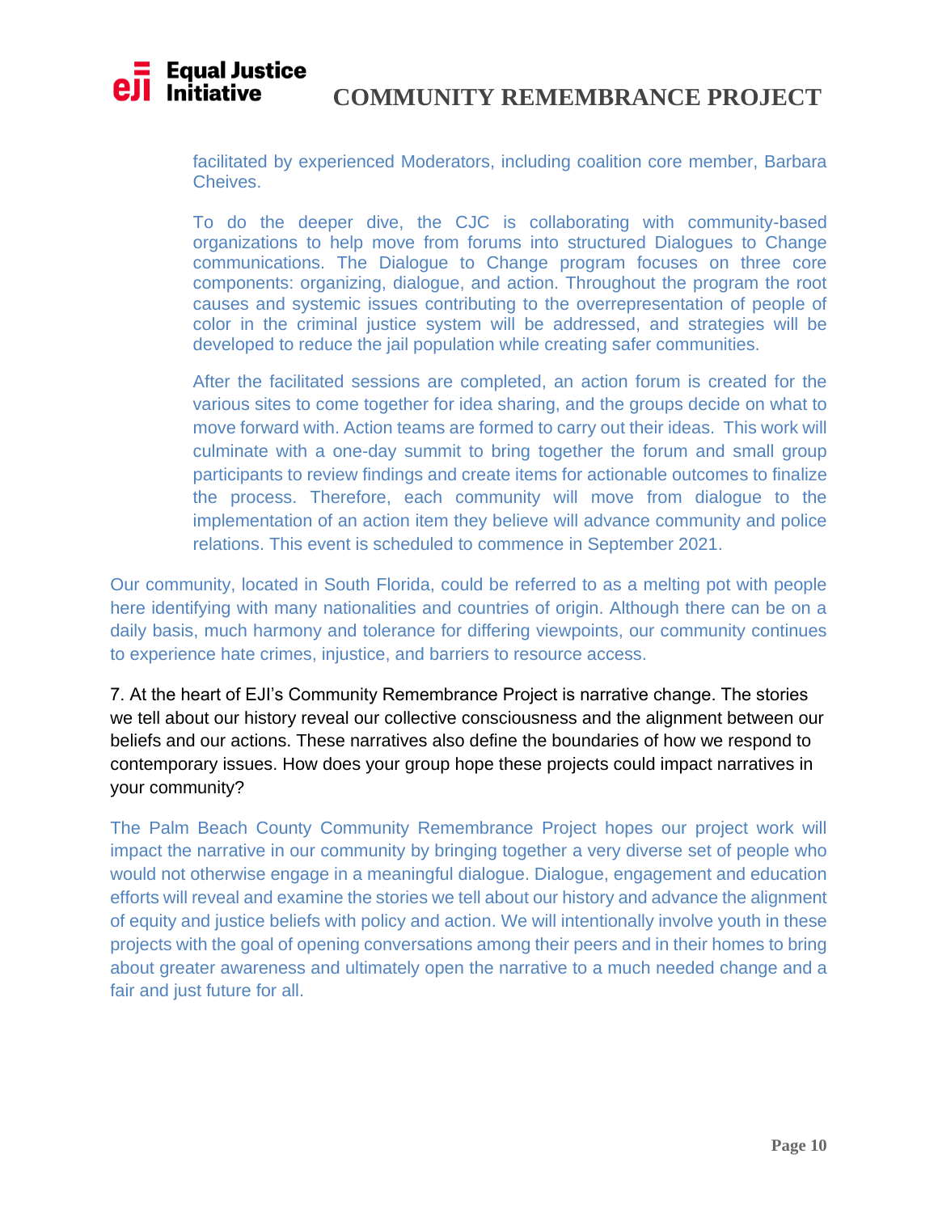facilitated by experienced Moderators, including coalition core member, Barbara Cheives.

To do the deeper dive, the CJC is collaborating with community-based organizations to help move from forums into structured Dialogues to Change communications. The Dialogue to Change program focuses on three core components: organizing, dialogue, and action. Throughout the program the root causes and systemic issues contributing to the overrepresentation of people of color in the criminal justice system will be addressed, and strategies will be developed to reduce the jail population while creating safer communities.

After the facilitated sessions are completed, an action forum is created for the various sites to come together for idea sharing, and the groups decide on what to move forward with. Action teams are formed to carry out their ideas. This work will culminate with a one-day summit to bring together the forum and small group participants to review findings and create items for actionable outcomes to finalize the process. Therefore, each community will move from dialogue to the implementation of an action item they believe will advance community and police relations. This event is scheduled to commence in September 2021.

Our community, located in South Florida, could be referred to as a melting pot with people here identifying with many nationalities and countries of origin. Although there can be on a daily basis, much harmony and tolerance for differing viewpoints, our community continues to experience hate crimes, injustice, and barriers to resource access.

7. At the heart of EJI's Community Remembrance Project is narrative change. The stories we tell about our history reveal our collective consciousness and the alignment between our beliefs and our actions. These narratives also define the boundaries of how we respond to contemporary issues. How does your group hope these projects could impact narratives in your community?

The Palm Beach County Community Remembrance Project hopes our project work will impact the narrative in our community by bringing together a very diverse set of people who would not otherwise engage in a meaningful dialogue. Dialogue, engagement and education efforts will reveal and examine the stories we tell about our history and advance the alignment of equity and justice beliefs with policy and action. We will intentionally involve youth in these projects with the goal of opening conversations among their peers and in their homes to bring about greater awareness and ultimately open the narrative to a much needed change and a fair and just future for all.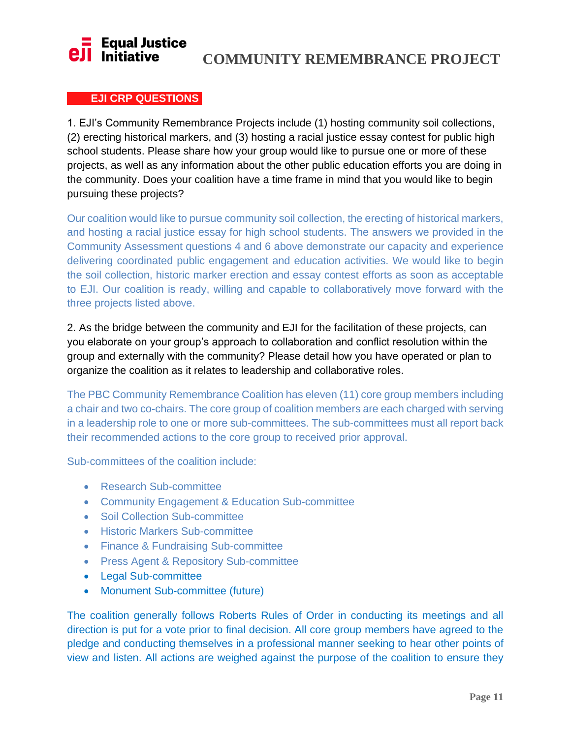## EJI CRP QUESTIONS

1. EJI's Community Remembrance Projects include (1) hosting community soil collections, (2) erecting historical markers, and (3) hosting a racial justice essay contest for public high school students. Please share how your group would like to pursue one or more of these projects, as well as any information about the other public education efforts you are doing in the community. Does your coalition have a time frame in mind that you would like to begin pursuing these projects?

Our coalition would like to pursue community soil collection, the erecting of historical markers, and hosting a racial justice essay for high school students. The answers we provided in the Community Assessment questions 4 and 6 above demonstrate our capacity and experience delivering coordinated public engagement and education activities. We would like to begin the soil collection, historic marker erection and essay contest efforts as soon as acceptable to EJI. Our coalition is ready, willing and capable to collaboratively move forward with the three projects listed above.

2. As the bridge between the community and EJI for the facilitation of these projects, can you elaborate on your group's approach to collaboration and conflict resolution within the group and externally with the community? Please detail how you have operated or plan to organize the coalition as it relates to leadership and collaborative roles.

The PBC Community Remembrance Coalition has eleven (11) core group members including a chair and two co-chairs. The core group of coalition members are each charged with serving in a leadership role to one or more sub-committees. The sub-committees must all report back their recommended actions to the core group to received prior approval.

Sub-committees of the coalition include:

- Research Sub-committee
- Community Engagement & Education Sub-committee
- Soil Collection Sub-committee
- Historic Markers Sub-committee
- Finance & Fundraising Sub-committee
- Press Agent & Repository Sub-committee
- Legal Sub-committee
- Monument Sub-committee (future)

The coalition generally follows Roberts Rules of Order in conducting its meetings and all direction is put for a vote prior to final decision. All core group members have agreed to the pledge and conducting themselves in a professional manner seeking to hear other points of view and listen. All actions are weighed against the purpose of the coalition to ensure they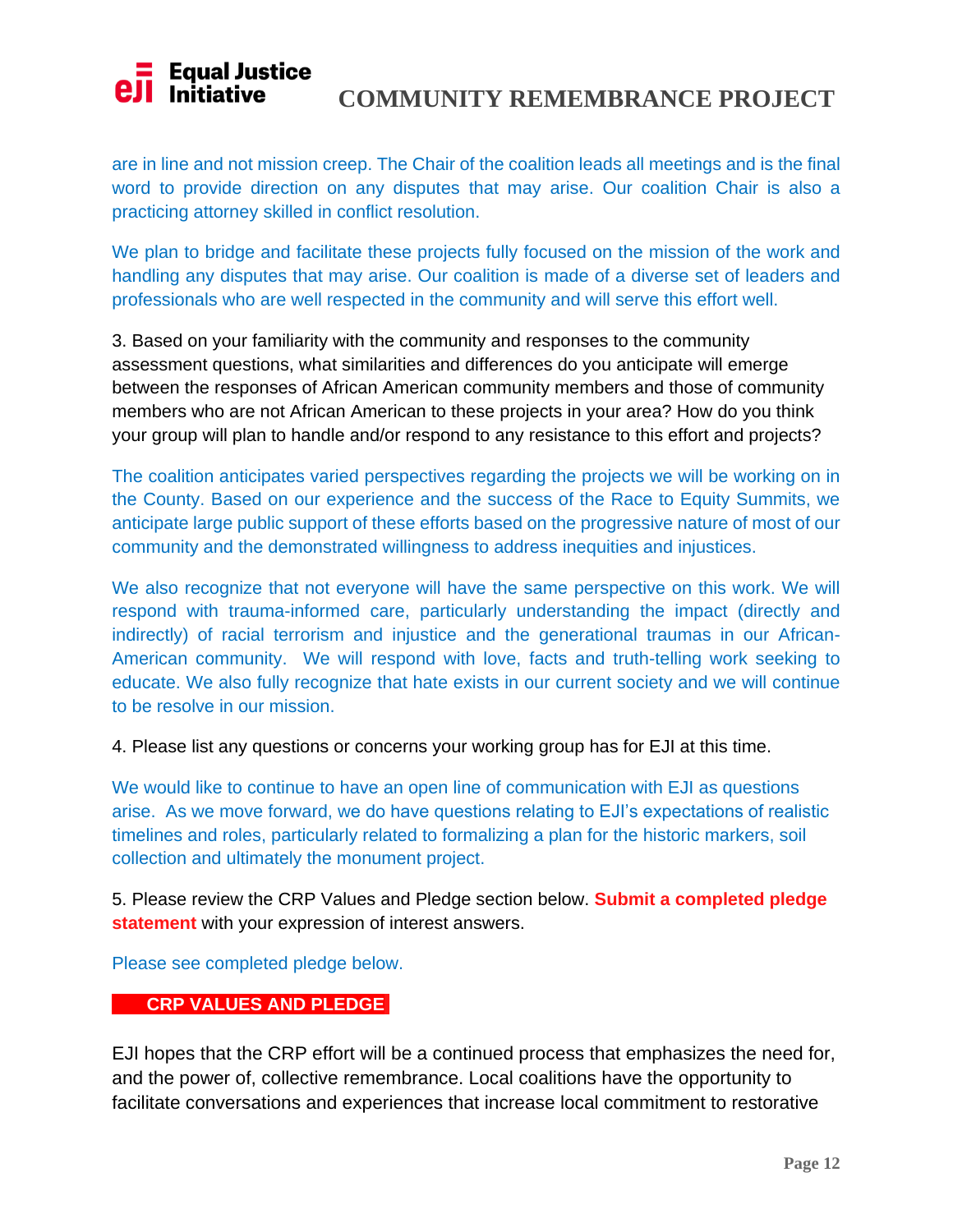are in line and not mission creep. The Chair of the coalition leads all meetings and is the final word to provide direction on any disputes that may arise. Our coalition Chair is also a practicing attorney skilled in conflict resolution.

We plan to bridge and facilitate these projects fully focused on the mission of the work and handling any disputes that may arise. Our coalition is made of a diverse set of leaders and professionals who are well respected in the community and will serve this effort well.

3. Based on your familiarity with the community and responses to the community assessment questions, what similarities and differences do you anticipate will emerge between the responses of African American community members and those of community members who are not African American to these projects in your area? How do you think your group will plan to handle and/or respond to any resistance to this effort and projects?

The coalition anticipates varied perspectives regarding the projects we will be working on in the County. Based on our experience and the success of the Race to Equity Summits, we anticipate large public support of these efforts based on the progressive nature of most of our community and the demonstrated willingness to address inequities and injustices.

We also recognize that not everyone will have the same perspective on this work. We will respond with trauma-informed care, particularly understanding the impact (directly and indirectly) of racial terrorism and injustice and the generational traumas in our African-American community. We will respond with love, facts and truth-telling work seeking to educate. We also fully recognize that hate exists in our current society and we will continue to be resolve in our mission.

4. Please list any questions or concerns your working group has for EJI at this time.

We would like to continue to have an open line of communication with EJI as questions arise. As we move forward, we do have questions relating to EJI's expectations of realistic timelines and roles, particularly related to formalizing a plan for the historic markers, soil collection and ultimately the monument project.

5. Please review the CRP Values and Pledge section below. **Submit a completed pledge statement** with your expression of interest answers.

Please see completed pledge below.

## CRP VALUES AND PLEDGE

EJI hopes that the CRP effort will be a continued process that emphasizes the need for, and the power of, collective remembrance. Local coalitions have the opportunity to facilitate conversations and experiences that increase local commitment to restorative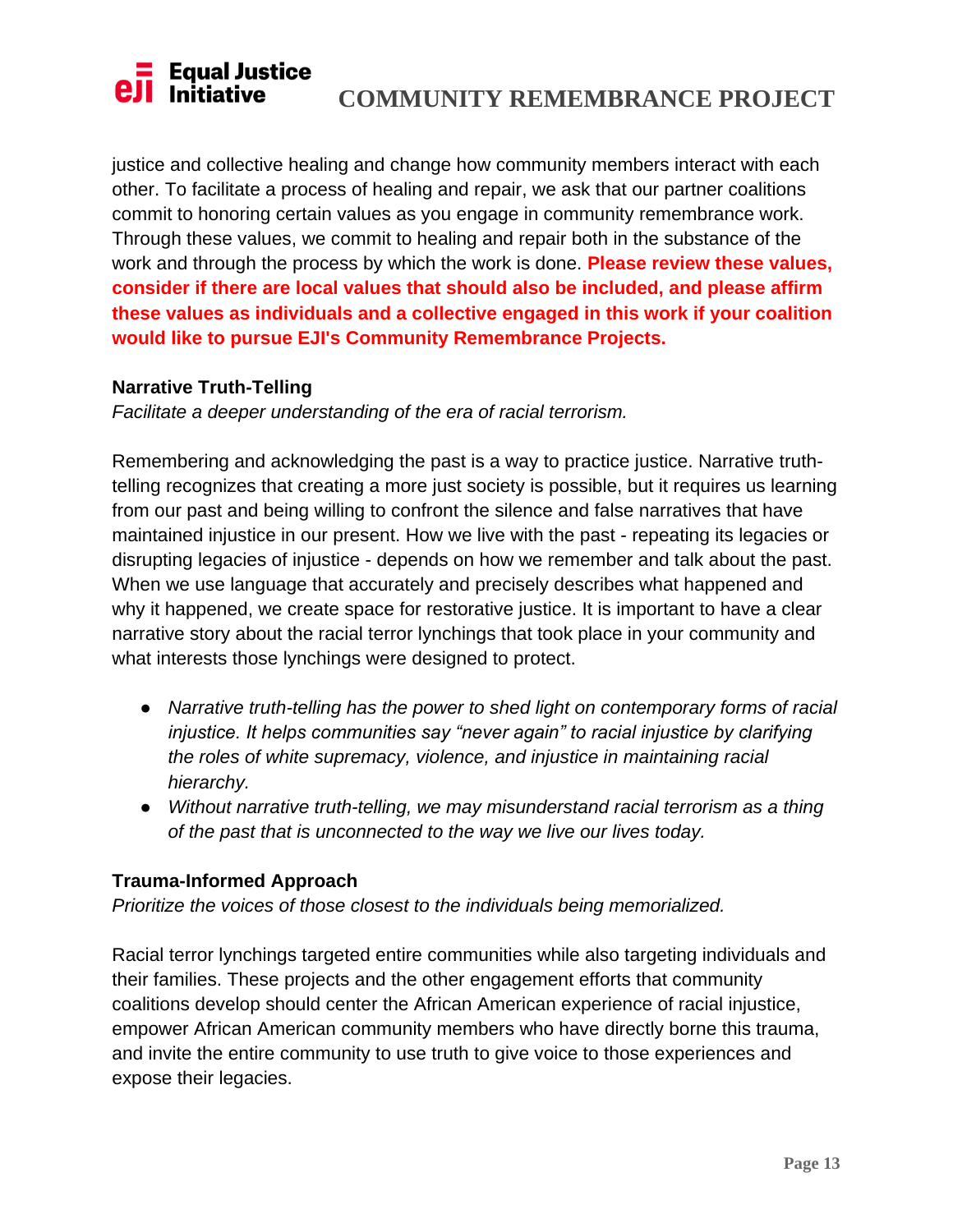justice and collective healing and change how community members interact with each other. To facilitate a process of healing and repair, we ask that our partner coalitions commit to honoring certain values as you engage in community remembrance work. Through these values, we commit to healing and repair both in the substance of the work and through the process by which the work is done. **Please review these values, consider if there are local values that should also be included, and please affirm these values as individuals and a collective engaged in this work if your coalition would like to pursue EJI's Community Remembrance Projects.**

**Narrative Truth-Telling**

*Facilitate a deeper understanding of the era of racial terrorism.*

Remembering and acknowledging the past is a way to practice justice. Narrative truth-telling recognizes that creating a more just society is possible, but it requires us learning from our past and being willing to confront the silence and false narratives that have maintained injustice in our present. How we live with the past - repeating its legacies or disrupting legacies of injustice - depends on how we remember and talk about the past. When we use language that accurately and precisely describes what happened and why it happened, we create space for restorative justice. It is important to have a clear narrative story about the racial terror lynchings that took place in your community and what interests those lynchings were designed to protect.

- *Narrative truth-telling has the power to shed light on contemporary forms of racial injustice. It helps communities say "never again" to racial injustice by clarifying the roles of white supremacy, violence, and injustice in maintaining racial hierarchy.*
- *Without narrative truth-telling, we may misunderstand racial terrorism as a thing of the past that is unconnected to the way we live our lives today.*

**Trauma-Informed Approach**

*Prioritize the voices of those closest to the individuals being memorialized.*

Racial terror lynchings targeted entire communities while also targeting individuals and their families. These projects and the other engagement efforts that community coalitions develop should center the African American experience of racial injustice, empower African American community members who have directly borne this trauma, and invite the entire community to use truth to give voice to those experiences and expose their legacies.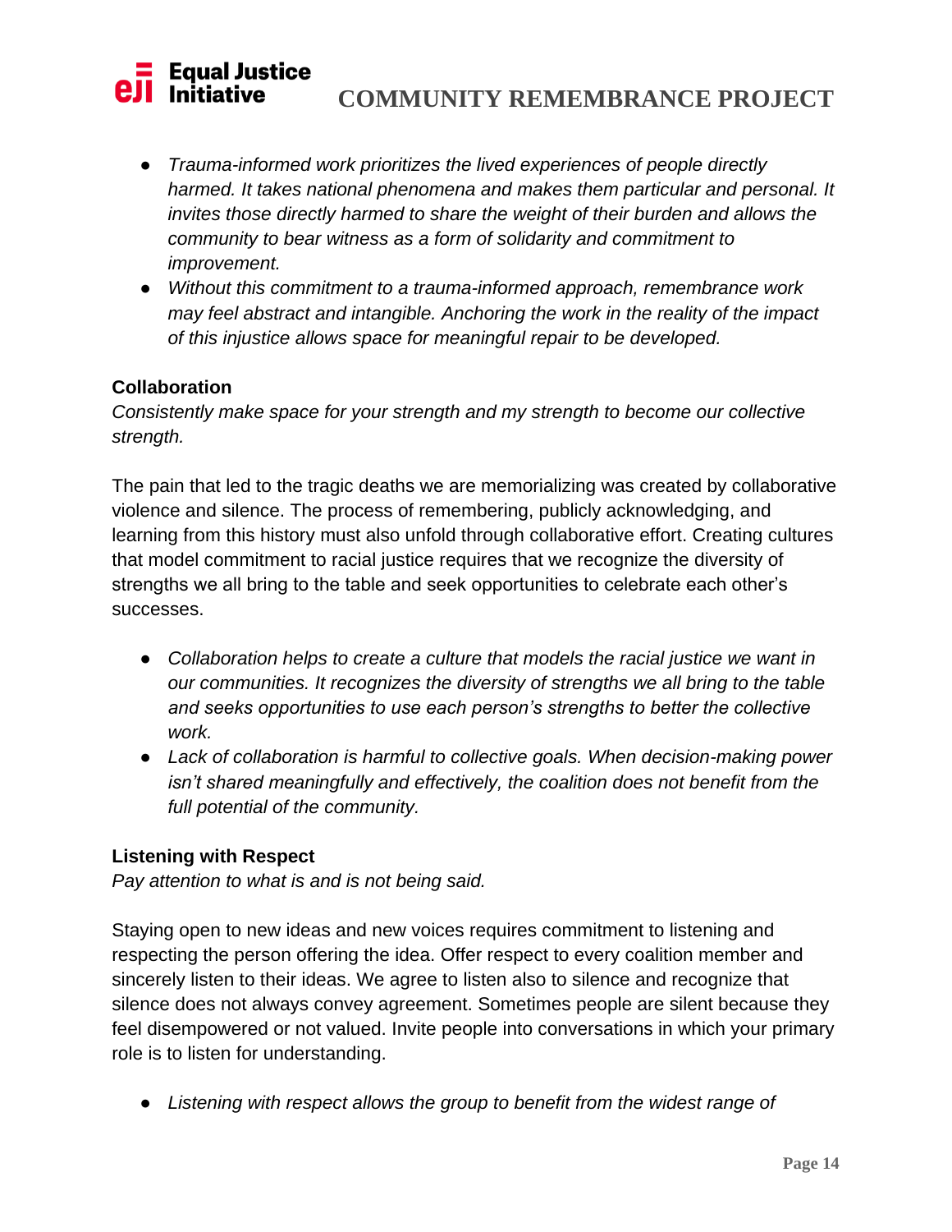- *Trauma-informed work prioritizes the lived experiences of people directly harmed. It takes national phenomena and makes them particular and personal. It invites those directly harmed to share the weight of their burden and allows the community to bear witness as a form of solidarity and commitment to improvement.*
- *Without this commitment to a trauma-informed approach, remembrance work may feel abstract and intangible. Anchoring the work in the reality of the impact of this injustice allows space for meaningful repair to be developed.*

**Collaboration**

*Consistently make space for your strength and my strength to become our collective strength.*

The pain that led to the tragic deaths we are memorializing was created by collaborative violence and silence. The process of remembering, publicly acknowledging, and learning from this history must also unfold through collaborative effort. Creating cultures that model commitment to racial justice requires that we recognize the diversity of strengths we all bring to the table and seek opportunities to celebrate each other's successes.

- *Collaboration helps to create a culture that models the racial justice we want in our communities. It recognizes the diversity of strengths we all bring to the table and seeks opportunities to use each person's strengths to better the collective work.*
- *Lack of collaboration is harmful to collective goals. When decision-making power isn't shared meaningfully and effectively, the coalition does not benefit from the full potential of the community.*

**Listening with Respect**

*Pay attention to what is and is not being said.*

Staying open to new ideas and new voices requires commitment to listening and respecting the person offering the idea. Offer respect to every coalition member and sincerely listen to their ideas. We agree to listen also to silence and recognize that silence does not always convey agreement. Sometimes people are silent because they feel disempowered or not valued. Invite people into conversations in which your primary role is to listen for understanding.

- *Listening with respect allows the group to benefit from the widest range of*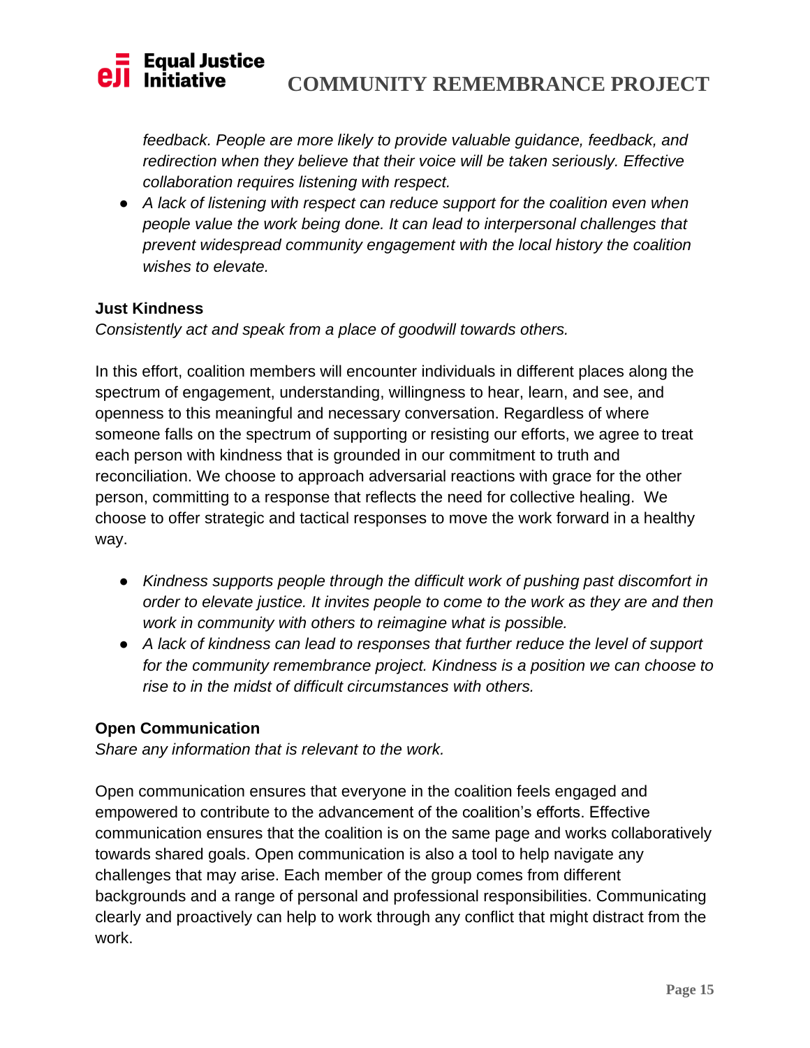feedback. People are more likely to provide valuable guidance, feedback, and redirection when they believe that their voice will be taken seriously. Effective collaboration requires listening with respect.*

- *A lack of listening with respect can reduce support for the coalition even when people value the work being done. It can lead to interpersonal challenges that prevent widespread community engagement with the local history the coalition wishes to elevate.*

**Just Kindness**

*Consistently act and speak from a place of goodwill towards others.*

In this effort, coalition members will encounter individuals in different places along the spectrum of engagement, understanding, willingness to hear, learn, and see, and openness to this meaningful and necessary conversation. Regardless of where someone falls on the spectrum of supporting or resisting our efforts, we agree to treat each person with kindness that is grounded in our commitment to truth and reconciliation. We choose to approach adversarial reactions with grace for the other person, committing to a response that reflects the need for collective healing. We choose to offer strategic and tactical responses to move the work forward in a healthy way.

- *Kindness supports people through the difficult work of pushing past discomfort in order to elevate justice. It invites people to come to the work as they are and then work in community with others to reimagine what is possible.*
- *A lack of kindness can lead to responses that further reduce the level of support for the community remembrance project. Kindness is a position we can choose to rise to in the midst of difficult circumstances with others.*

**Open Communication**

*Share any information that is relevant to the work.*

Open communication ensures that everyone in the coalition feels engaged and empowered to contribute to the advancement of the coalition's efforts. Effective communication ensures that the coalition is on the same page and works collaboratively towards shared goals. Open communication is also a tool to help navigate any challenges that may arise. Each member of the group comes from different backgrounds and a range of personal and professional responsibilities. Communicating clearly and proactively can help to work through any conflict that might distract from the work.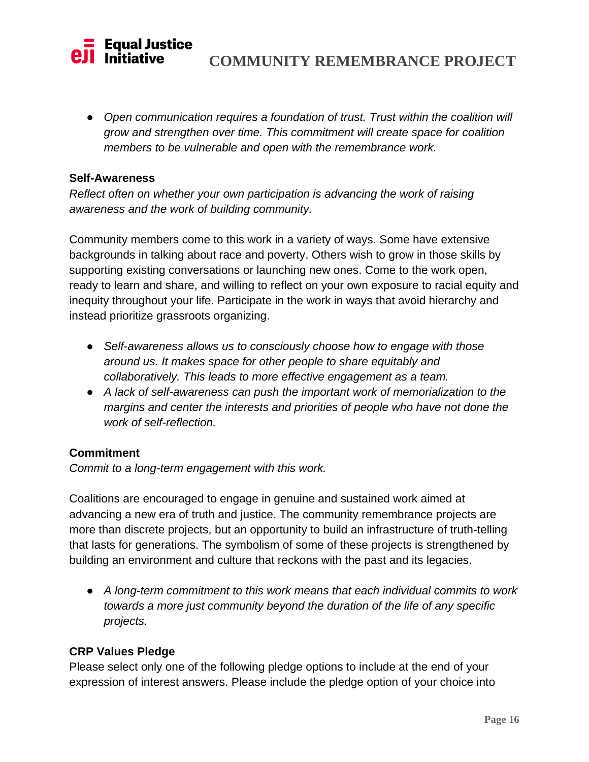- *Open communication requires a foundation of trust. Trust within the coalition will grow and strengthen over time. This commitment will create space for coalition members to be vulnerable and open with the remembrance work.*

**Self-Awareness**
*Reflect often on whether your own participation is advancing the work of raising awareness and the work of building community.*

Community members come to this work in a variety of ways. Some have extensive backgrounds in talking about race and poverty. Others wish to grow in those skills by supporting existing conversations or launching new ones. Come to the work open, ready to learn and share, and willing to reflect on your own exposure to racial equity and inequity throughout your life. Participate in the work in ways that avoid hierarchy and instead prioritize grassroots organizing.

- *Self-awareness allows us to consciously choose how to engage with those around us. It makes space for other people to share equitably and collaboratively. This leads to more effective engagement as a team.*
- *A lack of self-awareness can push the important work of memorialization to the margins and center the interests and priorities of people who have not done the work of self-reflection.*

**Commitment**
*Commit to a long-term engagement with this work.*

Coalitions are encouraged to engage in genuine and sustained work aimed at advancing a new era of truth and justice. The community remembrance projects are more than discrete projects, but an opportunity to build an infrastructure of truth-telling that lasts for generations. The symbolism of some of these projects is strengthened by building an environment and culture that reckons with the past and its legacies.

- *A long-term commitment to this work means that each individual commits to work towards a more just community beyond the duration of the life of any specific projects.*

**CRP Values Pledge**
Please select only one of the following pledge options to include at the end of your expression of interest answers. Please include the pledge option of your choice into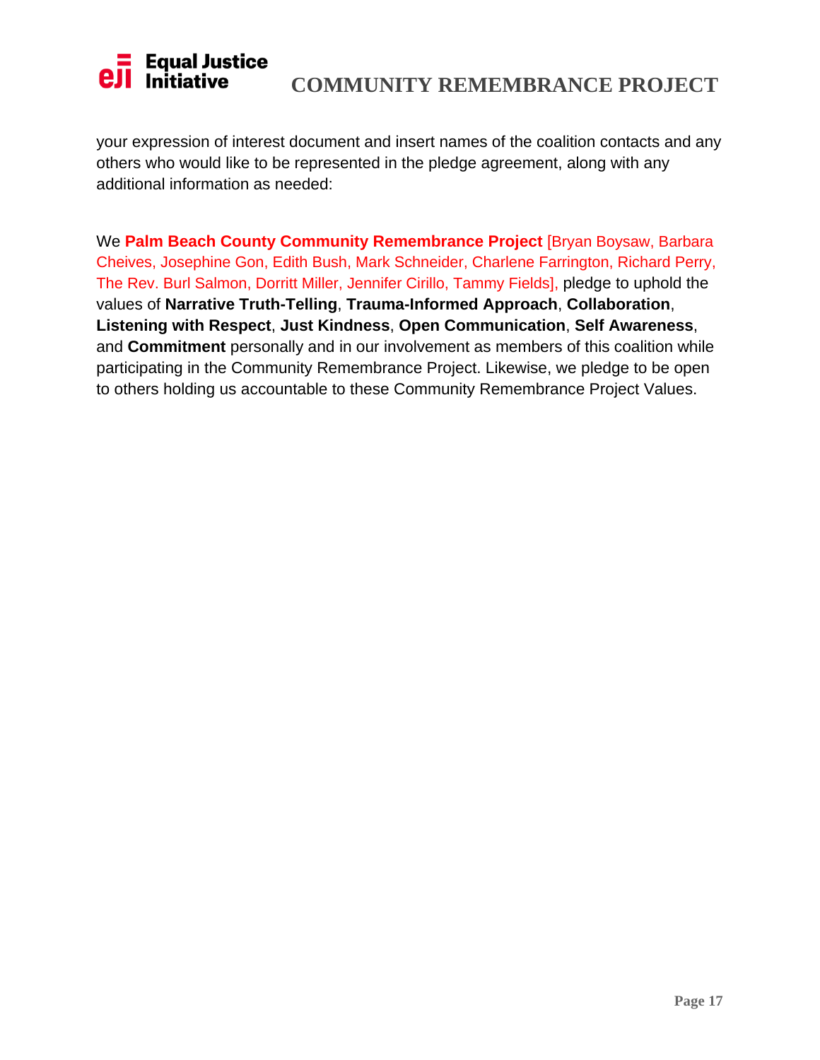your expression of interest document and insert names of the coalition contacts and any others who would like to be represented in the pledge agreement, along with any additional information as needed:

We **Palm Beach County Community Remembrance Project** [Bryan Boysaw, Barbara Cheives, Josephine Gon, Edith Bush, Mark Schneider, Charlene Farrington, Richard Perry, The Rev. Burl Salmon, Dorritt Miller, Jennifer Cirillo, Tammy Fields], pledge to uphold the values of **Narrative Truth-Telling**, **Trauma-Informed Approach**, **Collaboration**, **Listening with Respect**, **Just Kindness**, **Open Communication**, **Self Awareness**, and **Commitment** personally and in our involvement as members of this coalition while participating in the Community Remembrance Project. Likewise, we pledge to be open to others holding us accountable to these Community Remembrance Project Values.